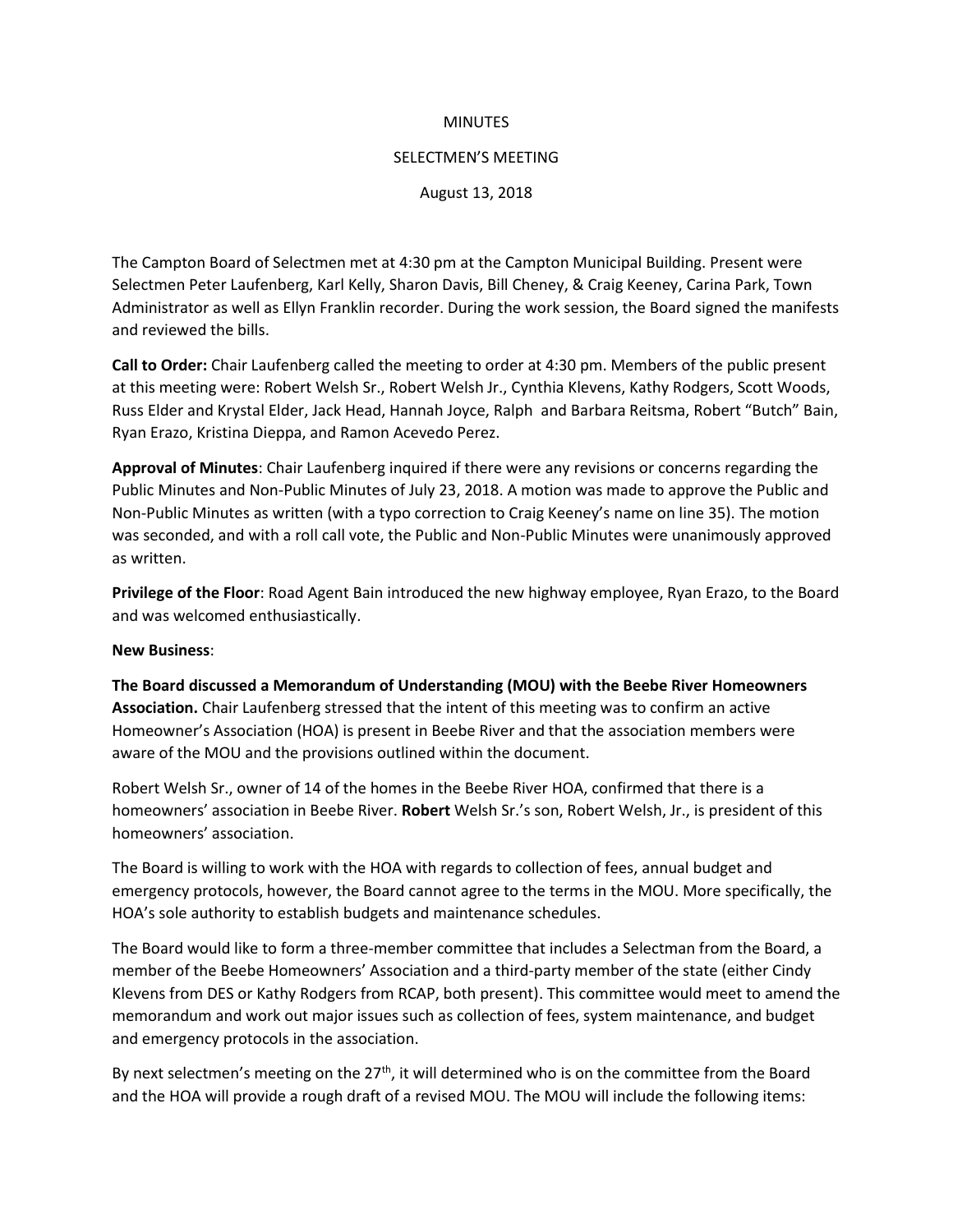MINUTES

SELECTMEN'S MEETING

August 13, 2018

The Campton Board of Selectmen met at 4:30 pm at the Campton Municipal Building. Present were Selectmen Peter Laufenberg, Karl Kelly, Sharon Davis, Bill Cheney, & Craig Keeney, Carina Park, Town Administrator as well as Ellyn Franklin recorder. During the work session, the Board signed the manifests and reviewed the bills.

**Call to Order:** Chair Laufenberg called the meeting to order at 4:30 pm. Members of the public present at this meeting were: Robert Welsh Sr., Robert Welsh Jr., Cynthia Klevens, Kathy Rodgers, Scott Woods, Russ Elder and Krystal Elder, Jack Head, Hannah Joyce, Ralph and Barbara Reitsma, Robert "Butch" Bain, Ryan Erazo, Kristina Dieppa, and Ramon Acevedo Perez.

**Approval of Minutes**: Chair Laufenberg inquired if there were any revisions or concerns regarding the Public Minutes and Non-Public Minutes of July 23, 2018. A motion was made to approve the Public and Non-Public Minutes as written (with a typo correction to Craig Keeney's name on line 35). The motion was seconded, and with a roll call vote, the Public and Non-Public Minutes were unanimously approved as written.

**Privilege of the Floor**: Road Agent Bain introduced the new highway employee, Ryan Erazo, to the Board and was welcomed enthusiastically.

**New Business**:

**The Board discussed a Memorandum of Understanding (MOU) with the Beebe River Homeowners Association.** Chair Laufenberg stressed that the intent of this meeting was to confirm an active Homeowner's Association (HOA) is present in Beebe River and that the association members were aware of the MOU and the provisions outlined within the document.

Robert Welsh Sr., owner of 14 of the homes in the Beebe River HOA, confirmed that there is a homeowners' association in Beebe River. **Robert** Welsh Sr.'s son, Robert Welsh, Jr., is president of this homeowners' association.

The Board is willing to work with the HOA with regards to collection of fees, annual budget and emergency protocols, however, the Board cannot agree to the terms in the MOU. More specifically, the HOA's sole authority to establish budgets and maintenance schedules.

The Board would like to form a three-member committee that includes a Selectman from the Board, a member of the Beebe Homeowners' Association and a third-party member of the state (either Cindy Klevens from DES or Kathy Rodgers from RCAP, both present). This committee would meet to amend the memorandum and work out major issues such as collection of fees, system maintenance, and budget and emergency protocols in the association.

By next selectmen's meeting on the 27th, it will determined who is on the committee from the Board and the HOA will provide a rough draft of a revised MOU. The MOU will include the following items: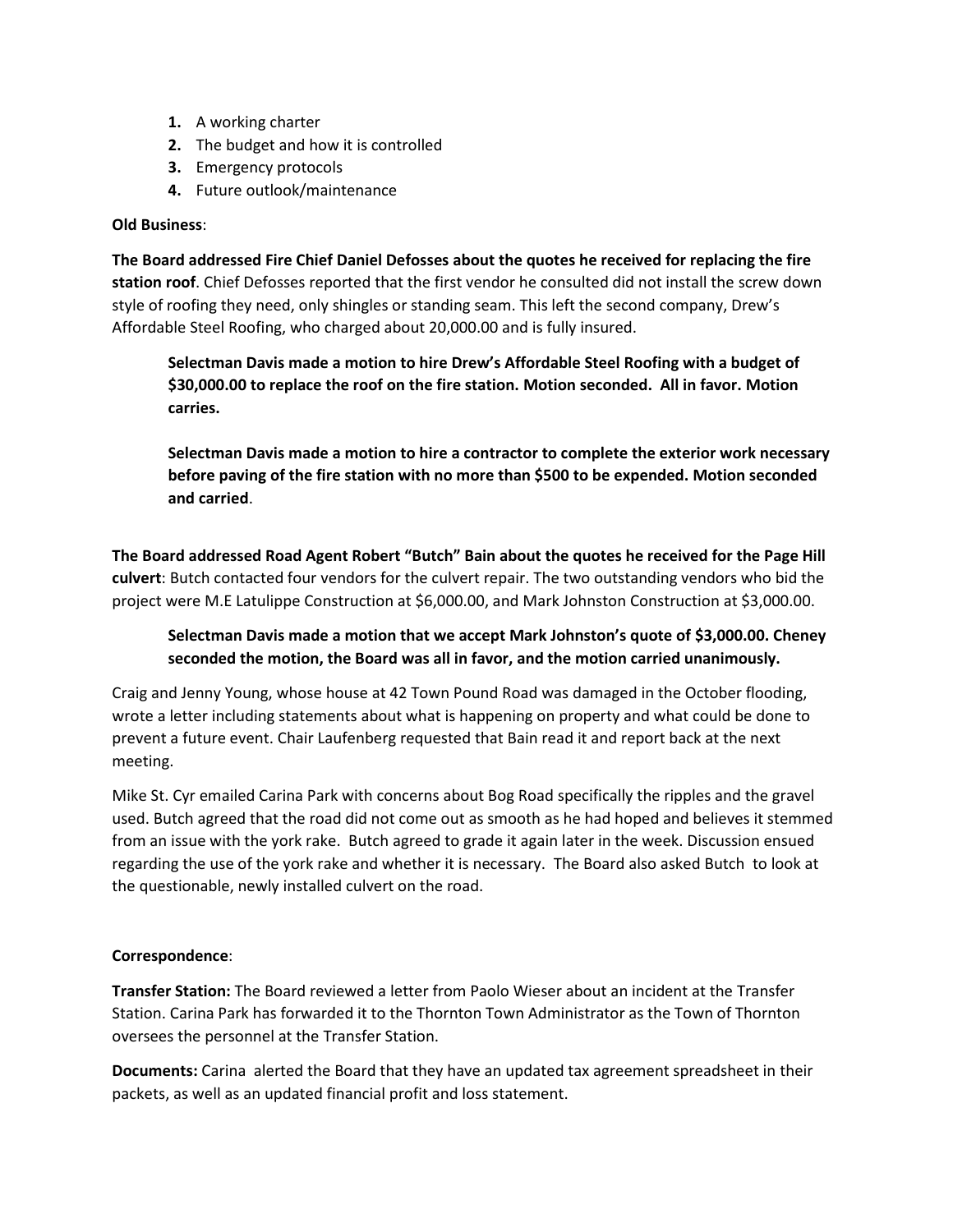1. A working charter
2. The budget and how it is controlled
3. Emergency protocols
4. Future outlook/maintenance

**Old Business**:

**The Board addressed Fire Chief Daniel Defosses about the quotes he received for replacing the fire station roof**. Chief Defosses reported that the first vendor he consulted did not install the screw down style of roofing they need, only shingles or standing seam. This left the second company, Drew's Affordable Steel Roofing, who charged about 20,000.00 and is fully insured.

> **Selectman Davis made a motion to hire Drew's Affordable Steel Roofing with a budget of $30,000.00 to replace the roof on the fire station. Motion seconded. All in favor. Motion carries.**
>
> **Selectman Davis made a motion to hire a contractor to complete the exterior work necessary before paving of the fire station with no more than $500 to be expended. Motion seconded and carried**.

**The Board addressed Road Agent Robert "Butch" Bain about the quotes he received for the Page Hill culvert**: Butch contacted four vendors for the culvert repair. The two outstanding vendors who bid the project were M.E Latulippe Construction at $6,000.00, and Mark Johnston Construction at $3,000.00.

> **Selectman Davis made a motion that we accept Mark Johnston's quote of $3,000.00. Cheney seconded the motion, the Board was all in favor, and the motion carried unanimously.**

Craig and Jenny Young, whose house at 42 Town Pound Road was damaged in the October flooding, wrote a letter including statements about what is happening on property and what could be done to prevent a future event. Chair Laufenberg requested that Bain read it and report back at the next meeting.

Mike St. Cyr emailed Carina Park with concerns about Bog Road specifically the ripples and the gravel used. Butch agreed that the road did not come out as smooth as he had hoped and believes it stemmed from an issue with the york rake. Butch agreed to grade it again later in the week. Discussion ensued regarding the use of the york rake and whether it is necessary. The Board also asked Butch to look at the questionable, newly installed culvert on the road.

**Correspondence**:

**Transfer Station:** The Board reviewed a letter from Paolo Wieser about an incident at the Transfer Station. Carina Park has forwarded it to the Thornton Town Administrator as the Town of Thornton oversees the personnel at the Transfer Station.

**Documents:** Carina alerted the Board that they have an updated tax agreement spreadsheet in their packets, as well as an updated financial profit and loss statement.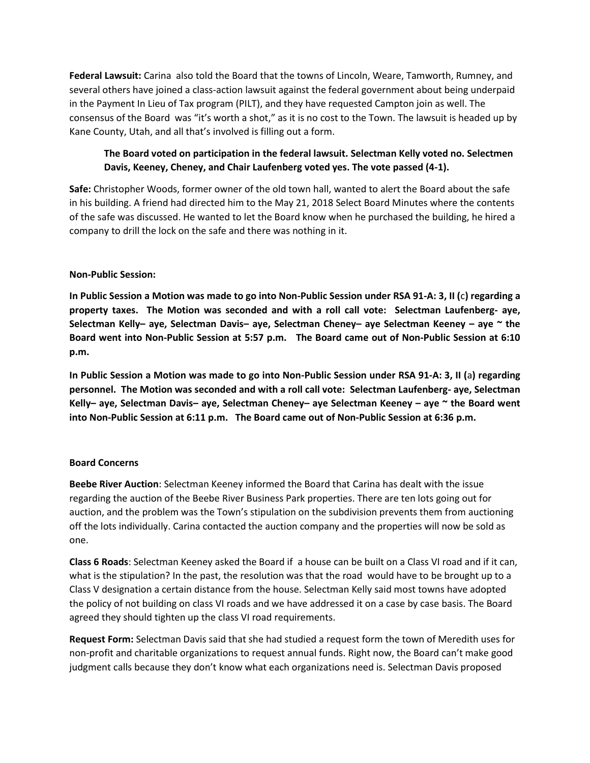**Federal Lawsuit:** Carina also told the Board that the towns of Lincoln, Weare, Tamworth, Rumney, and several others have joined a class-action lawsuit against the federal government about being underpaid in the Payment In Lieu of Tax program (PILT), and they have requested Campton join as well. The consensus of the Board was "it's worth a shot," as it is no cost to the Town. The lawsuit is headed up by Kane County, Utah, and all that's involved is filling out a form.

> **The Board voted on participation in the federal lawsuit. Selectman Kelly voted no. Selectmen Davis, Keeney, Cheney, and Chair Laufenberg voted yes. The vote passed (4-1).**

**Safe:** Christopher Woods, former owner of the old town hall, wanted to alert the Board about the safe in his building. A friend had directed him to the May 21, 2018 Select Board Minutes where the contents of the safe was discussed. He wanted to let the Board know when he purchased the building, he hired a company to drill the lock on the safe and there was nothing in it.

**Non-Public Session:**

**In Public Session a Motion was made to go into Non-Public Session under RSA 91-A: 3, II (c) regarding a property taxes. The Motion was seconded and with a roll call vote: Selectman Laufenberg- aye, Selectman Kelly– aye, Selectman Davis– aye, Selectman Cheney– aye Selectman Keeney – aye ~ the Board went into Non-Public Session at 5:57 p.m. The Board came out of Non-Public Session at 6:10 p.m.**

**In Public Session a Motion was made to go into Non-Public Session under RSA 91-A: 3, II (a) regarding personnel. The Motion was seconded and with a roll call vote: Selectman Laufenberg- aye, Selectman Kelly– aye, Selectman Davis– aye, Selectman Cheney– aye Selectman Keeney – aye ~ the Board went into Non-Public Session at 6:11 p.m. The Board came out of Non-Public Session at 6:36 p.m.**

**Board Concerns**

**Beebe River Auction**: Selectman Keeney informed the Board that Carina has dealt with the issue regarding the auction of the Beebe River Business Park properties. There are ten lots going out for auction, and the problem was the Town's stipulation on the subdivision prevents them from auctioning off the lots individually. Carina contacted the auction company and the properties will now be sold as one.

**Class 6 Roads**: Selectman Keeney asked the Board if a house can be built on a Class VI road and if it can, what is the stipulation? In the past, the resolution was that the road would have to be brought up to a Class V designation a certain distance from the house. Selectman Kelly said most towns have adopted the policy of not building on class VI roads and we have addressed it on a case by case basis. The Board agreed they should tighten up the class VI road requirements.

**Request Form:** Selectman Davis said that she had studied a request form the town of Meredith uses for non-profit and charitable organizations to request annual funds. Right now, the Board can't make good judgment calls because they don't know what each organizations need is. Selectman Davis proposed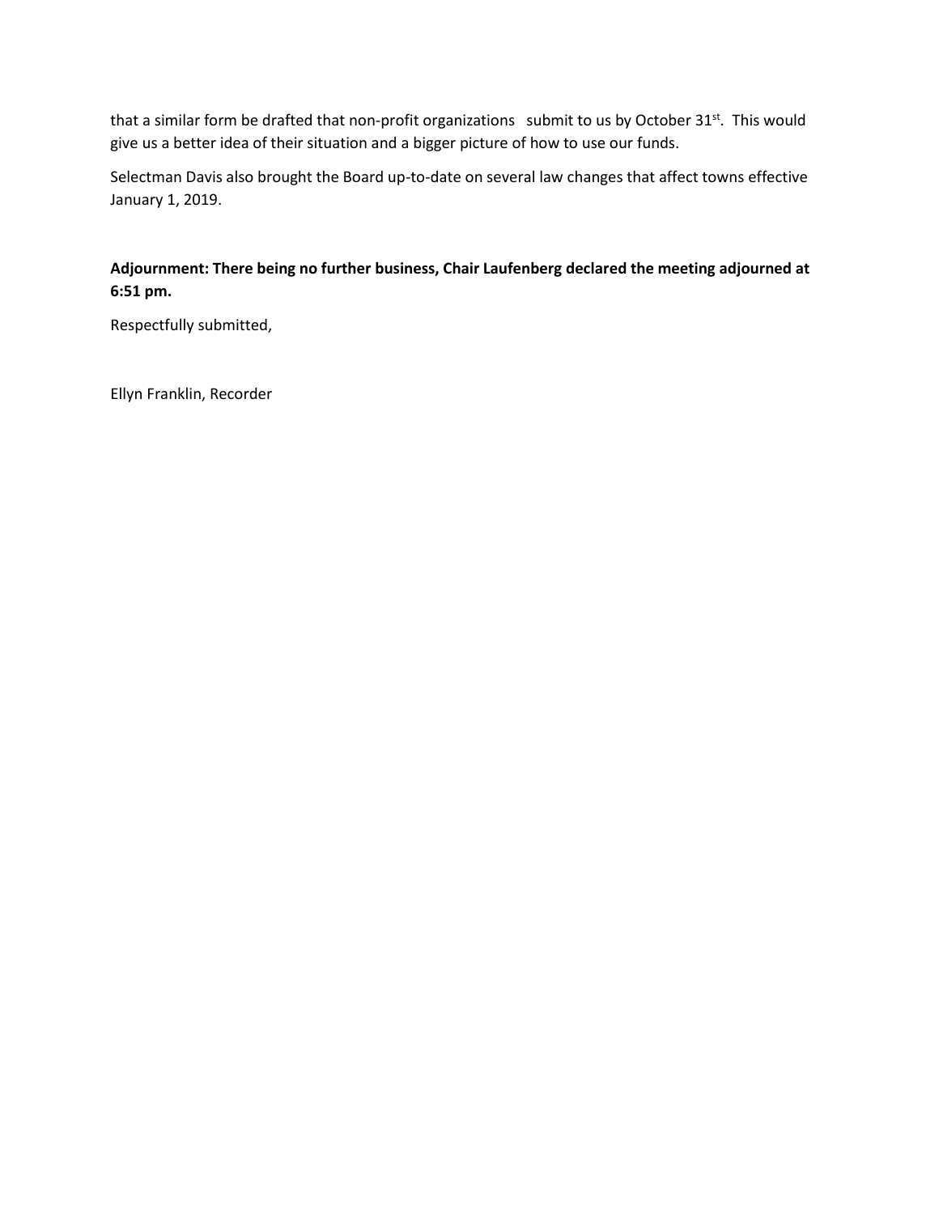that a similar form be drafted that non-profit organizations submit to us by October 31st. This would give us a better idea of their situation and a bigger picture of how to use our funds.

Selectman Davis also brought the Board up-to-date on several law changes that affect towns effective January 1, 2019.

**Adjournment: There being no further business, Chair Laufenberg declared the meeting adjourned at 6:51 pm.**

Respectfully submitted,

Ellyn Franklin, Recorder